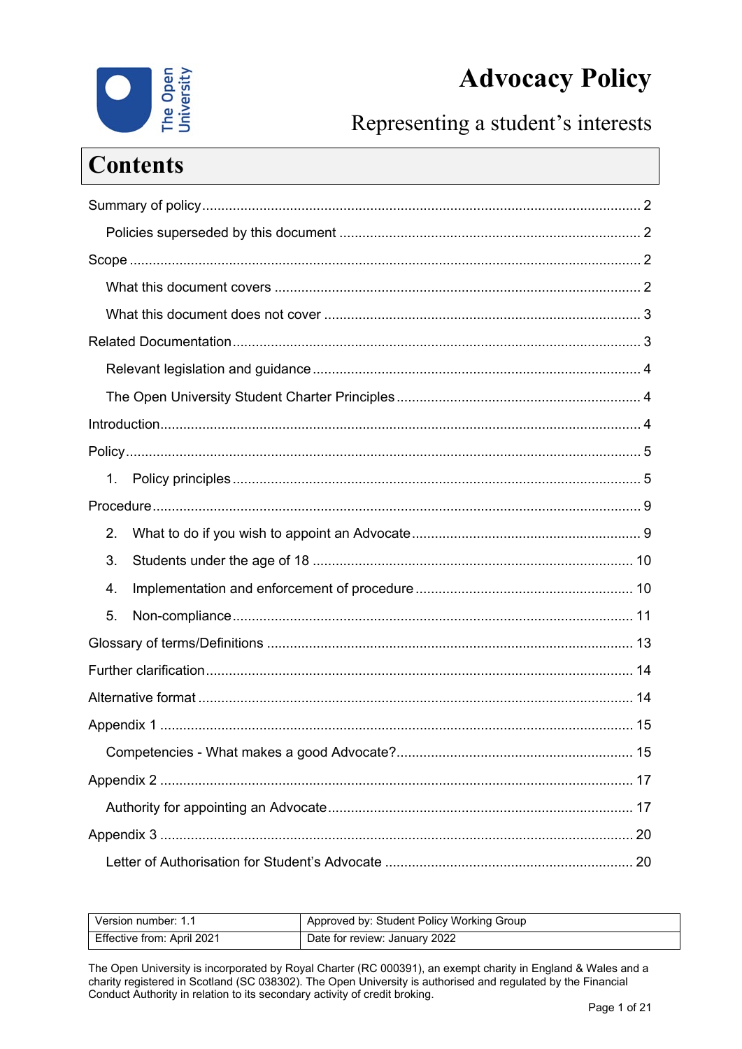# Advocacy Policy

## Representing a student's interests

## Contents

Summary of policy ..................................................... 2

  Policies superseded by this document ..................................................... 2

Scope ..................................................... 2

  What this document covers ..................................................... 2

  What this document does not cover ..................................................... 3

Related Documentation ..................................................... 3

  Relevant legislation and guidance ..................................................... 4

  The Open University Student Charter Principles ..................................................... 4

Introduction ..................................................... 4

Policy ..................................................... 5

  1. Policy principles ..................................................... 5

Procedure ..................................................... 9

  2. What to do if you wish to appoint an Advocate ..................................................... 9

  3. Students under the age of 18 ..................................................... 10

  4. Implementation and enforcement of procedure ..................................................... 10

  5. Non-compliance ..................................................... 11

Glossary of terms/Definitions ..................................................... 13

Further clarification ..................................................... 14

Alternative format ..................................................... 14

Appendix 1 ..................................................... 15

  Competencies - What makes a good Advocate? ..................................................... 15

Appendix 2 ..................................................... 17

  Authority for appointing an Advocate ..................................................... 17

Appendix 3 ..................................................... 20

  Letter of Authorisation for Student's Advocate ..................................................... 20

| Version number: 1.1 | Approved by: Student Policy Working Group |
|---|---|
| Effective from: April 2021 | Date for review: January 2022 |

The Open University is incorporated by Royal Charter (RC 000391), an exempt charity in England & Wales and a charity registered in Scotland (SC 038302). The Open University is authorised and regulated by the Financial Conduct Authority in relation to its secondary activity of credit broking.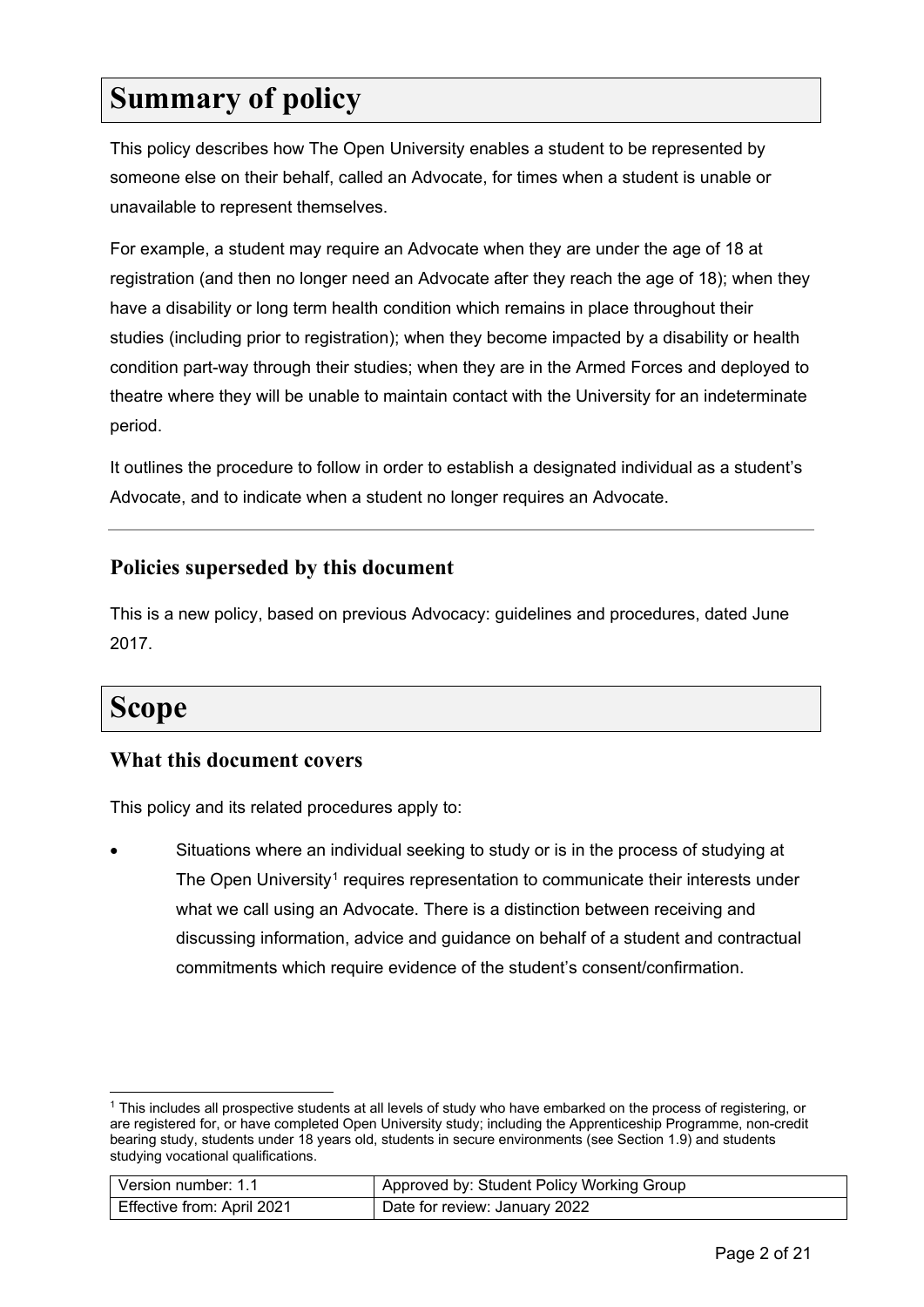# Summary of policy

This policy describes how The Open University enables a student to be represented by someone else on their behalf, called an Advocate, for times when a student is unable or unavailable to represent themselves.

For example, a student may require an Advocate when they are under the age of 18 at registration (and then no longer need an Advocate after they reach the age of 18); when they have a disability or long term health condition which remains in place throughout their studies (including prior to registration); when they become impacted by a disability or health condition part-way through their studies; when they are in the Armed Forces and deployed to theatre where they will be unable to maintain contact with the University for an indeterminate period.

It outlines the procedure to follow in order to establish a designated individual as a student's Advocate, and to indicate when a student no longer requires an Advocate.

---

## Policies superseded by this document

This is a new policy, based on previous Advocacy: guidelines and procedures, dated June 2017.

# Scope

## What this document covers

This policy and its related procedures apply to:

- Situations where an individual seeking to study or is in the process of studying at The Open University[1] requires representation to communicate their interests under what we call using an Advocate. There is a distinction between receiving and discussing information, advice and guidance on behalf of a student and contractual commitments which require evidence of the student's consent/confirmation.

[1] This includes all prospective students at all levels of study who have embarked on the process of registering, or are registered for, or have completed Open University study; including the Apprenticeship Programme, non-credit bearing study, students under 18 years old, students in secure environments (see Section 1.9) and students studying vocational qualifications.

| Version number: 1.1 | Approved by: Student Policy Working Group |
|---|---|
| Effective from: April 2021 | Date for review: January 2022 |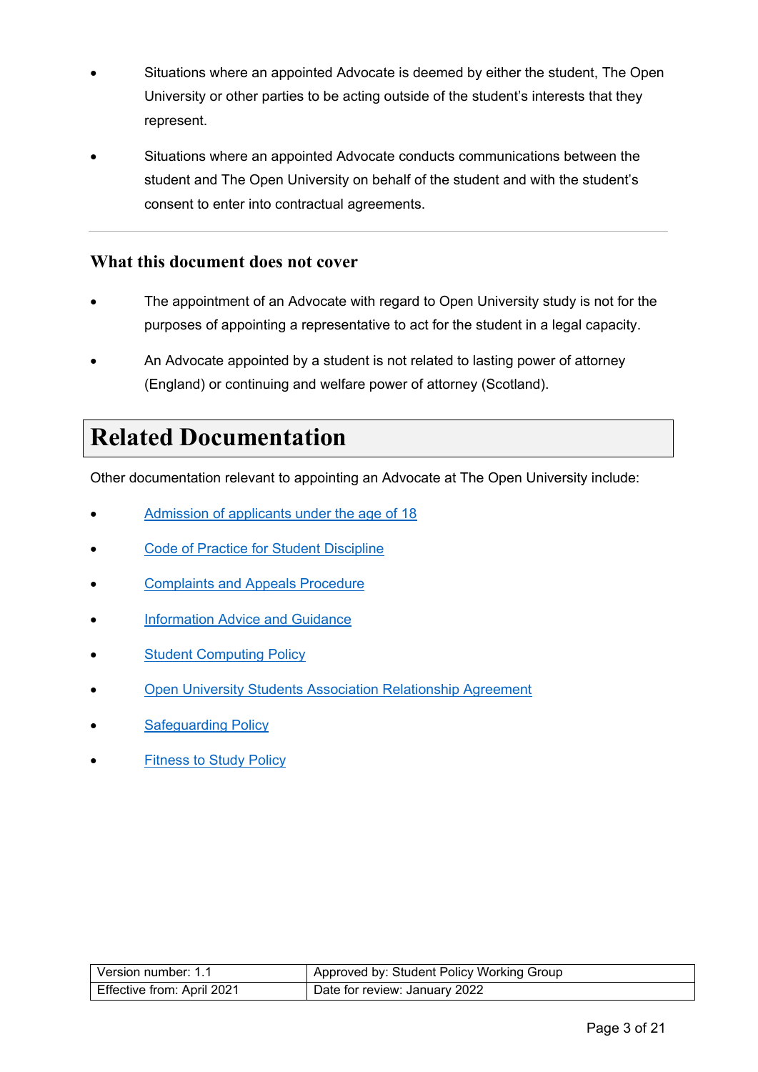- Situations where an appointed Advocate is deemed by either the student, The Open University or other parties to be acting outside of the student's interests that they represent.
- Situations where an appointed Advocate conducts communications between the student and The Open University on behalf of the student and with the student's consent to enter into contractual agreements.

---

### What this document does not cover

- The appointment of an Advocate with regard to Open University study is not for the purposes of appointing a representative to act for the student in a legal capacity.
- An Advocate appointed by a student is not related to lasting power of attorney (England) or continuing and welfare power of attorney (Scotland).

## Related Documentation

Other documentation relevant to appointing an Advocate at The Open University include:

- Admission of applicants under the age of 18
- Code of Practice for Student Discipline
- Complaints and Appeals Procedure
- Information Advice and Guidance
- Student Computing Policy
- Open University Students Association Relationship Agreement
- Safeguarding Policy
- Fitness to Study Policy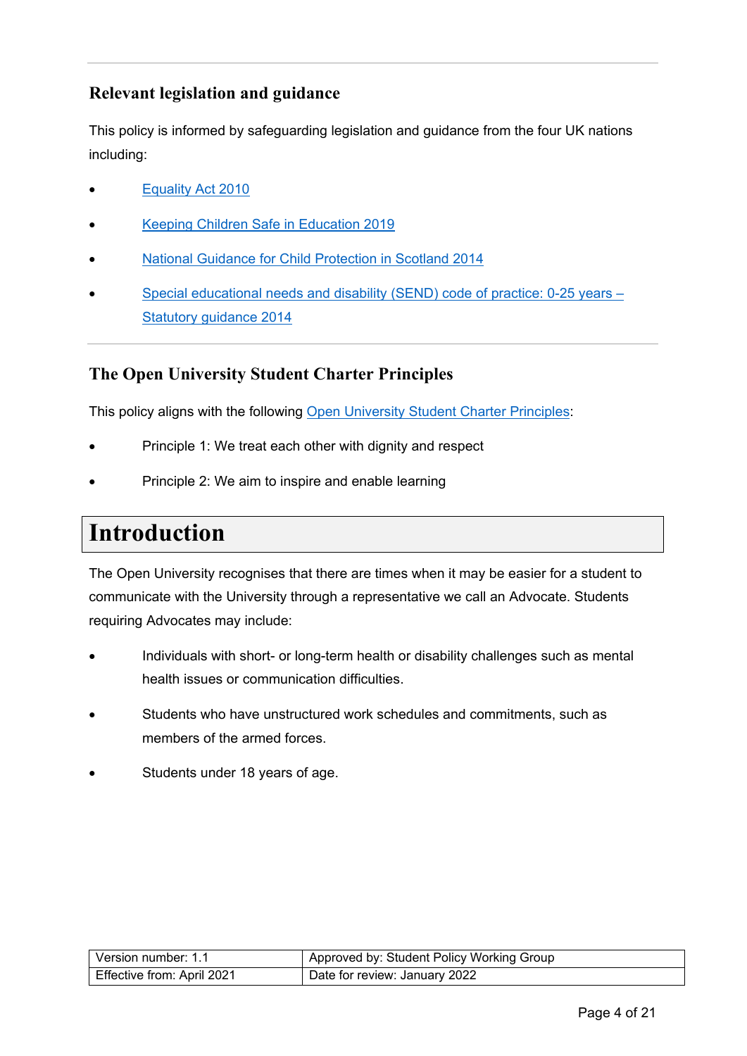### Relevant legislation and guidance

This policy is informed by safeguarding legislation and guidance from the four UK nations including:

- Equality Act 2010
- Keeping Children Safe in Education 2019
- National Guidance for Child Protection in Scotland 2014
- Special educational needs and disability (SEND) code of practice: 0-25 years – Statutory guidance 2014

### The Open University Student Charter Principles

This policy aligns with the following Open University Student Charter Principles:

- Principle 1: We treat each other with dignity and respect
- Principle 2: We aim to inspire and enable learning

# Introduction

The Open University recognises that there are times when it may be easier for a student to communicate with the University through a representative we call an Advocate. Students requiring Advocates may include:

- Individuals with short- or long-term health or disability challenges such as mental health issues or communication difficulties.
- Students who have unstructured work schedules and commitments, such as members of the armed forces.
- Students under 18 years of age.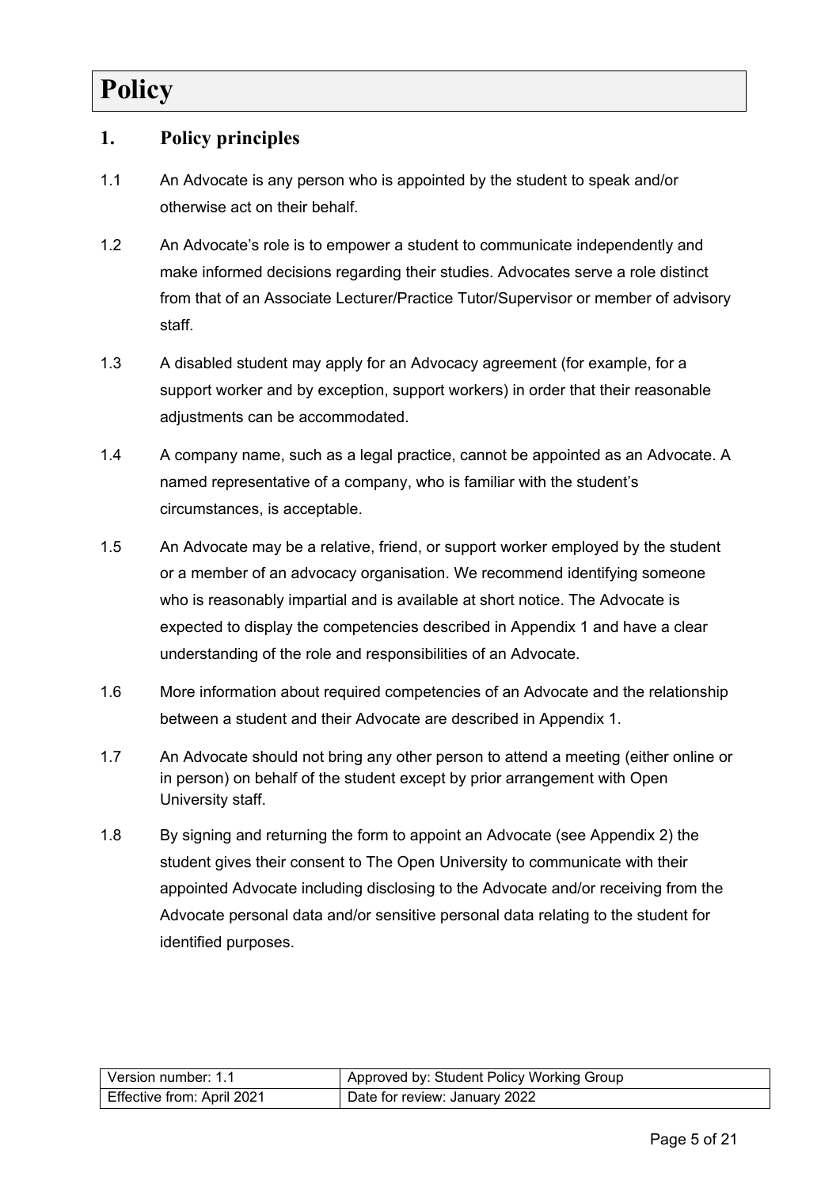# Policy

## 1. Policy principles

1.1 An Advocate is any person who is appointed by the student to speak and/or otherwise act on their behalf.

1.2 An Advocate's role is to empower a student to communicate independently and make informed decisions regarding their studies. Advocates serve a role distinct from that of an Associate Lecturer/Practice Tutor/Supervisor or member of advisory staff.

1.3 A disabled student may apply for an Advocacy agreement (for example, for a support worker and by exception, support workers) in order that their reasonable adjustments can be accommodated.

1.4 A company name, such as a legal practice, cannot be appointed as an Advocate. A named representative of a company, who is familiar with the student's circumstances, is acceptable.

1.5 An Advocate may be a relative, friend, or support worker employed by the student or a member of an advocacy organisation. We recommend identifying someone who is reasonably impartial and is available at short notice. The Advocate is expected to display the competencies described in Appendix 1 and have a clear understanding of the role and responsibilities of an Advocate.

1.6 More information about required competencies of an Advocate and the relationship between a student and their Advocate are described in Appendix 1.

1.7 An Advocate should not bring any other person to attend a meeting (either online or in person) on behalf of the student except by prior arrangement with Open University staff.

1.8 By signing and returning the form to appoint an Advocate (see Appendix 2) the student gives their consent to The Open University to communicate with their appointed Advocate including disclosing to the Advocate and/or receiving from the Advocate personal data and/or sensitive personal data relating to the student for identified purposes.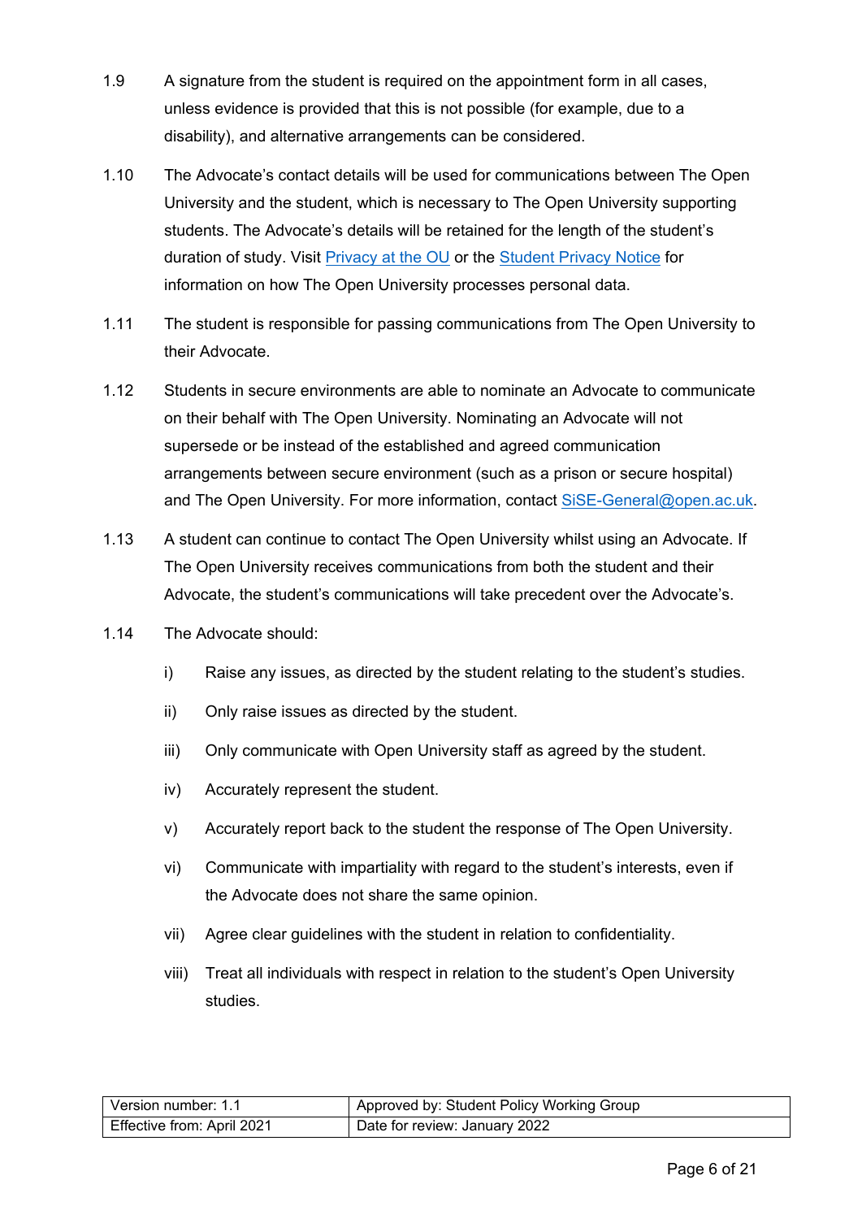1.9 A signature from the student is required on the appointment form in all cases, unless evidence is provided that this is not possible (for example, due to a disability), and alternative arrangements can be considered.

1.10 The Advocate's contact details will be used for communications between The Open University and the student, which is necessary to The Open University supporting students. The Advocate's details will be retained for the length of the student's duration of study. Visit [Privacy at the OU]() or the [Student Privacy Notice]() for information on how The Open University processes personal data.

1.11 The student is responsible for passing communications from The Open University to their Advocate.

1.12 Students in secure environments are able to nominate an Advocate to communicate on their behalf with The Open University. Nominating an Advocate will not supersede or be instead of the established and agreed communication arrangements between secure environment (such as a prison or secure hospital) and The Open University. For more information, contact [SiSE-General@open.ac.uk](mailto:SiSE-General@open.ac.uk).

1.13 A student can continue to contact The Open University whilst using an Advocate. If The Open University receives communications from both the student and their Advocate, the student's communications will take precedent over the Advocate's.

1.14 The Advocate should:

i) Raise any issues, as directed by the student relating to the student's studies.

ii) Only raise issues as directed by the student.

iii) Only communicate with Open University staff as agreed by the student.

iv) Accurately represent the student.

v) Accurately report back to the student the response of The Open University.

vi) Communicate with impartiality with regard to the student's interests, even if the Advocate does not share the same opinion.

vii) Agree clear guidelines with the student in relation to confidentiality.

viii) Treat all individuals with respect in relation to the student's Open University studies.

| Version number: 1.1 | Approved by: Student Policy Working Group |
|---|---|
| Effective from: April 2021 | Date for review: January 2022 |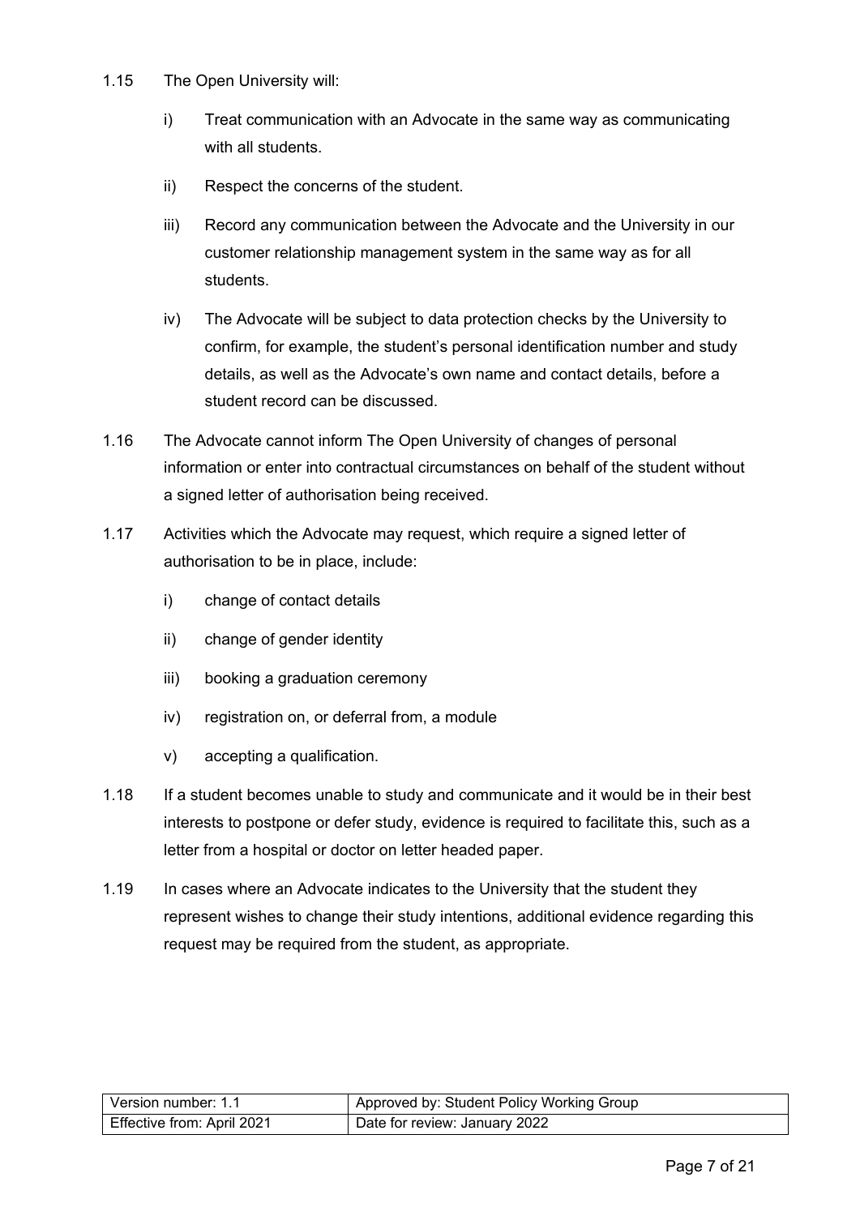1.15 The Open University will:

i) Treat communication with an Advocate in the same way as communicating with all students.

ii) Respect the concerns of the student.

iii) Record any communication between the Advocate and the University in our customer relationship management system in the same way as for all students.

iv) The Advocate will be subject to data protection checks by the University to confirm, for example, the student's personal identification number and study details, as well as the Advocate's own name and contact details, before a student record can be discussed.

1.16 The Advocate cannot inform The Open University of changes of personal information or enter into contractual circumstances on behalf of the student without a signed letter of authorisation being received.

1.17 Activities which the Advocate may request, which require a signed letter of authorisation to be in place, include:

i) change of contact details

ii) change of gender identity

iii) booking a graduation ceremony

iv) registration on, or deferral from, a module

v) accepting a qualification.

1.18 If a student becomes unable to study and communicate and it would be in their best interests to postpone or defer study, evidence is required to facilitate this, such as a letter from a hospital or doctor on letter headed paper.

1.19 In cases where an Advocate indicates to the University that the student they represent wishes to change their study intentions, additional evidence regarding this request may be required from the student, as appropriate.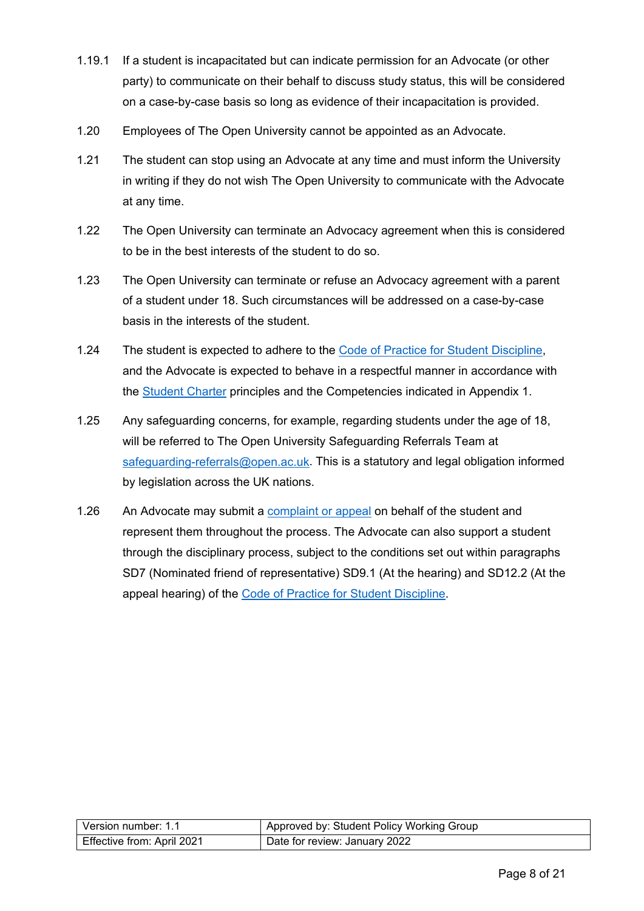1.19.1 If a student is incapacitated but can indicate permission for an Advocate (or other party) to communicate on their behalf to discuss study status, this will be considered on a case-by-case basis so long as evidence of their incapacitation is provided.

1.20 Employees of The Open University cannot be appointed as an Advocate.

1.21 The student can stop using an Advocate at any time and must inform the University in writing if they do not wish The Open University to communicate with the Advocate at any time.

1.22 The Open University can terminate an Advocacy agreement when this is considered to be in the best interests of the student to do so.

1.23 The Open University can terminate or refuse an Advocacy agreement with a parent of a student under 18. Such circumstances will be addressed on a case-by-case basis in the interests of the student.

1.24 The student is expected to adhere to the Code of Practice for Student Discipline, and the Advocate is expected to behave in a respectful manner in accordance with the Student Charter principles and the Competencies indicated in Appendix 1.

1.25 Any safeguarding concerns, for example, regarding students under the age of 18, will be referred to The Open University Safeguarding Referrals Team at safeguarding-referrals@open.ac.uk. This is a statutory and legal obligation informed by legislation across the UK nations.

1.26 An Advocate may submit a complaint or appeal on behalf of the student and represent them throughout the process. The Advocate can also support a student through the disciplinary process, subject to the conditions set out within paragraphs SD7 (Nominated friend of representative) SD9.1 (At the hearing) and SD12.2 (At the appeal hearing) of the Code of Practice for Student Discipline.

| Version number: 1.1 | Approved by: Student Policy Working Group |
|---|---|
| Effective from: April 2021 | Date for review: January 2022 |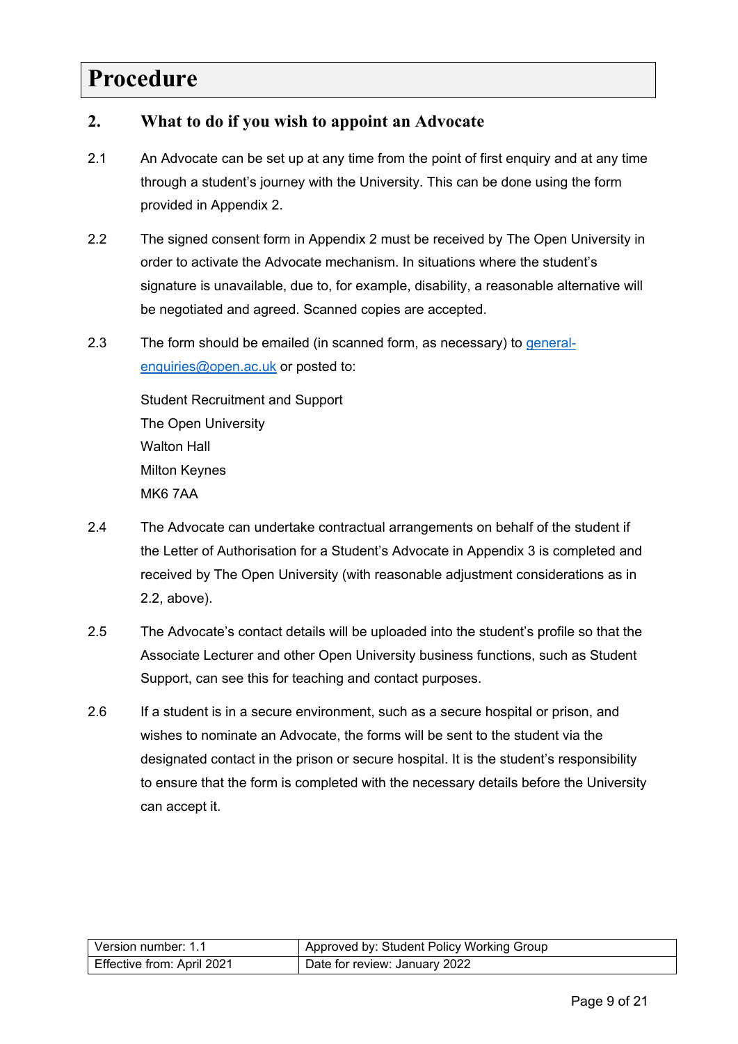# Procedure

## 2. What to do if you wish to appoint an Advocate

2.1 An Advocate can be set up at any time from the point of first enquiry and at any time through a student's journey with the University. This can be done using the form provided in Appendix 2.

2.2 The signed consent form in Appendix 2 must be received by The Open University in order to activate the Advocate mechanism. In situations where the student's signature is unavailable, due to, for example, disability, a reasonable alternative will be negotiated and agreed. Scanned copies are accepted.

2.3 The form should be emailed (in scanned form, as necessary) to general-enquiries@open.ac.uk or posted to:

Student Recruitment and Support
The Open University
Walton Hall
Milton Keynes
MK6 7AA

2.4 The Advocate can undertake contractual arrangements on behalf of the student if the Letter of Authorisation for a Student's Advocate in Appendix 3 is completed and received by The Open University (with reasonable adjustment considerations as in 2.2, above).

2.5 The Advocate's contact details will be uploaded into the student's profile so that the Associate Lecturer and other Open University business functions, such as Student Support, can see this for teaching and contact purposes.

2.6 If a student is in a secure environment, such as a secure hospital or prison, and wishes to nominate an Advocate, the forms will be sent to the student via the designated contact in the prison or secure hospital. It is the student's responsibility to ensure that the form is completed with the necessary details before the University can accept it.

| Version number: 1.1 | Approved by: Student Policy Working Group |
|---|---|
| Effective from: April 2021 | Date for review: January 2022 |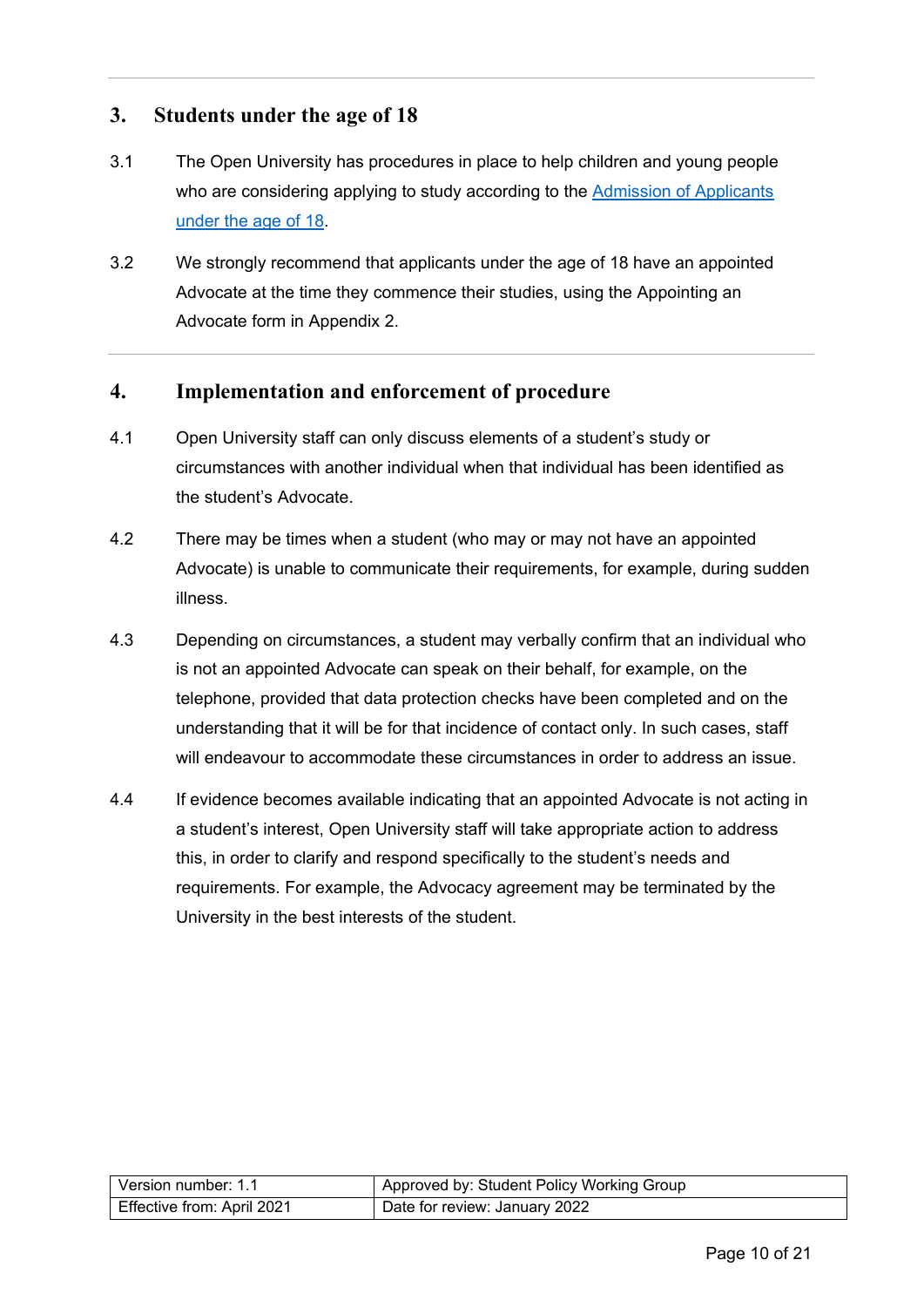## 3. Students under the age of 18

3.1 The Open University has procedures in place to help children and young people who are considering applying to study according to the Admission of Applicants under the age of 18.

3.2 We strongly recommend that applicants under the age of 18 have an appointed Advocate at the time they commence their studies, using the Appointing an Advocate form in Appendix 2.

## 4. Implementation and enforcement of procedure

4.1 Open University staff can only discuss elements of a student's study or circumstances with another individual when that individual has been identified as the student's Advocate.

4.2 There may be times when a student (who may or may not have an appointed Advocate) is unable to communicate their requirements, for example, during sudden illness.

4.3 Depending on circumstances, a student may verbally confirm that an individual who is not an appointed Advocate can speak on their behalf, for example, on the telephone, provided that data protection checks have been completed and on the understanding that it will be for that incidence of contact only. In such cases, staff will endeavour to accommodate these circumstances in order to address an issue.

4.4 If evidence becomes available indicating that an appointed Advocate is not acting in a student's interest, Open University staff will take appropriate action to address this, in order to clarify and respond specifically to the student's needs and requirements. For example, the Advocacy agreement may be terminated by the University in the best interests of the student.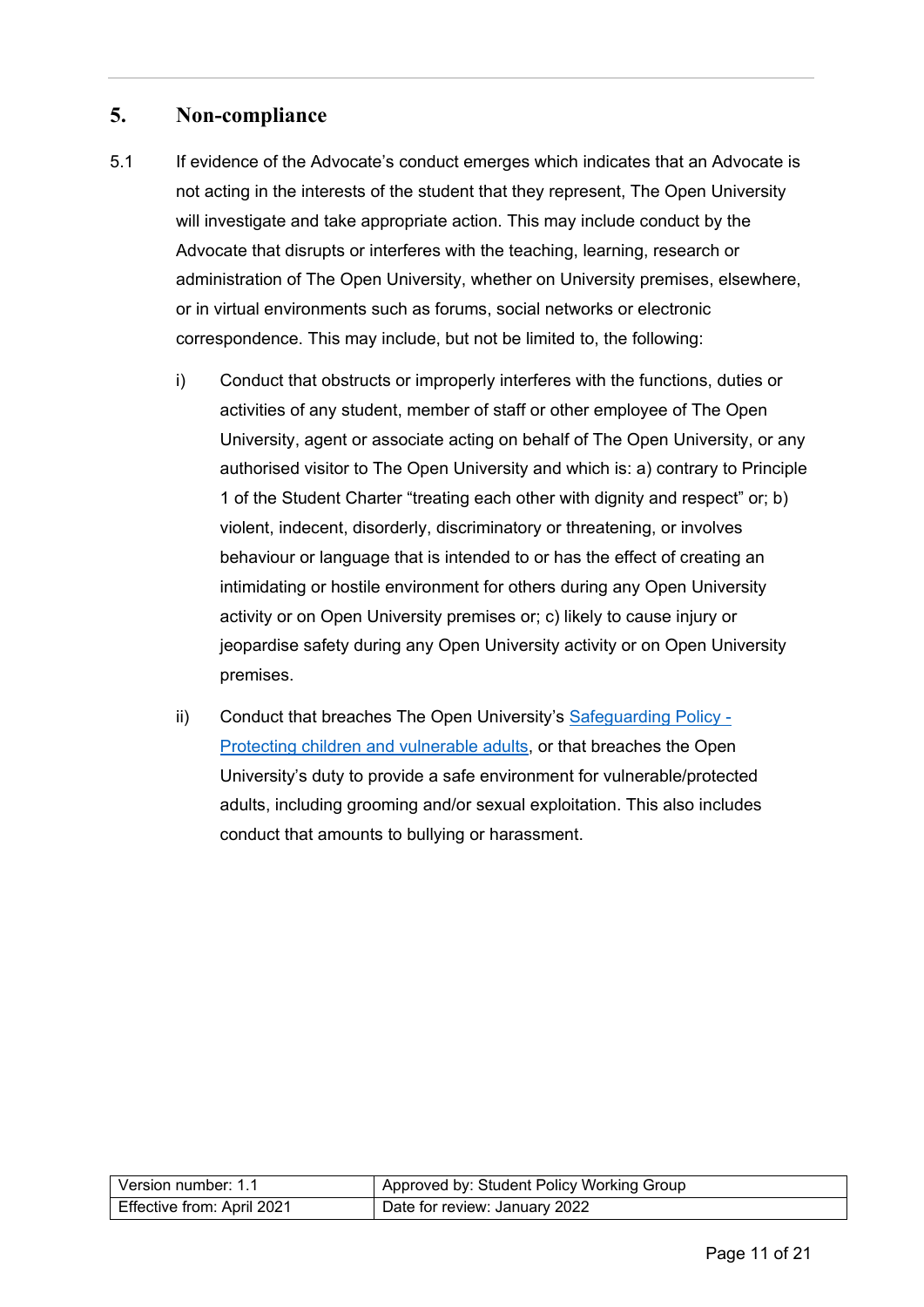## 5. Non-compliance

5.1 If evidence of the Advocate's conduct emerges which indicates that an Advocate is not acting in the interests of the student that they represent, The Open University will investigate and take appropriate action. This may include conduct by the Advocate that disrupts or interferes with the teaching, learning, research or administration of The Open University, whether on University premises, elsewhere, or in virtual environments such as forums, social networks or electronic correspondence. This may include, but not be limited to, the following:

i) Conduct that obstructs or improperly interferes with the functions, duties or activities of any student, member of staff or other employee of The Open University, agent or associate acting on behalf of The Open University, or any authorised visitor to The Open University and which is: a) contrary to Principle 1 of the Student Charter "treating each other with dignity and respect" or; b) violent, indecent, disorderly, discriminatory or threatening, or involves behaviour or language that is intended to or has the effect of creating an intimidating or hostile environment for others during any Open University activity or on Open University premises or; c) likely to cause injury or jeopardise safety during any Open University activity or on Open University premises.

ii) Conduct that breaches The Open University's [Safeguarding Policy - Protecting children and vulnerable adults], or that breaches the Open University's duty to provide a safe environment for vulnerable/protected adults, including grooming and/or sexual exploitation. This also includes conduct that amounts to bullying or harassment.

| Version number: 1.1 | Approved by: Student Policy Working Group |
| --- | --- |
| Effective from: April 2021 | Date for review: January 2022 |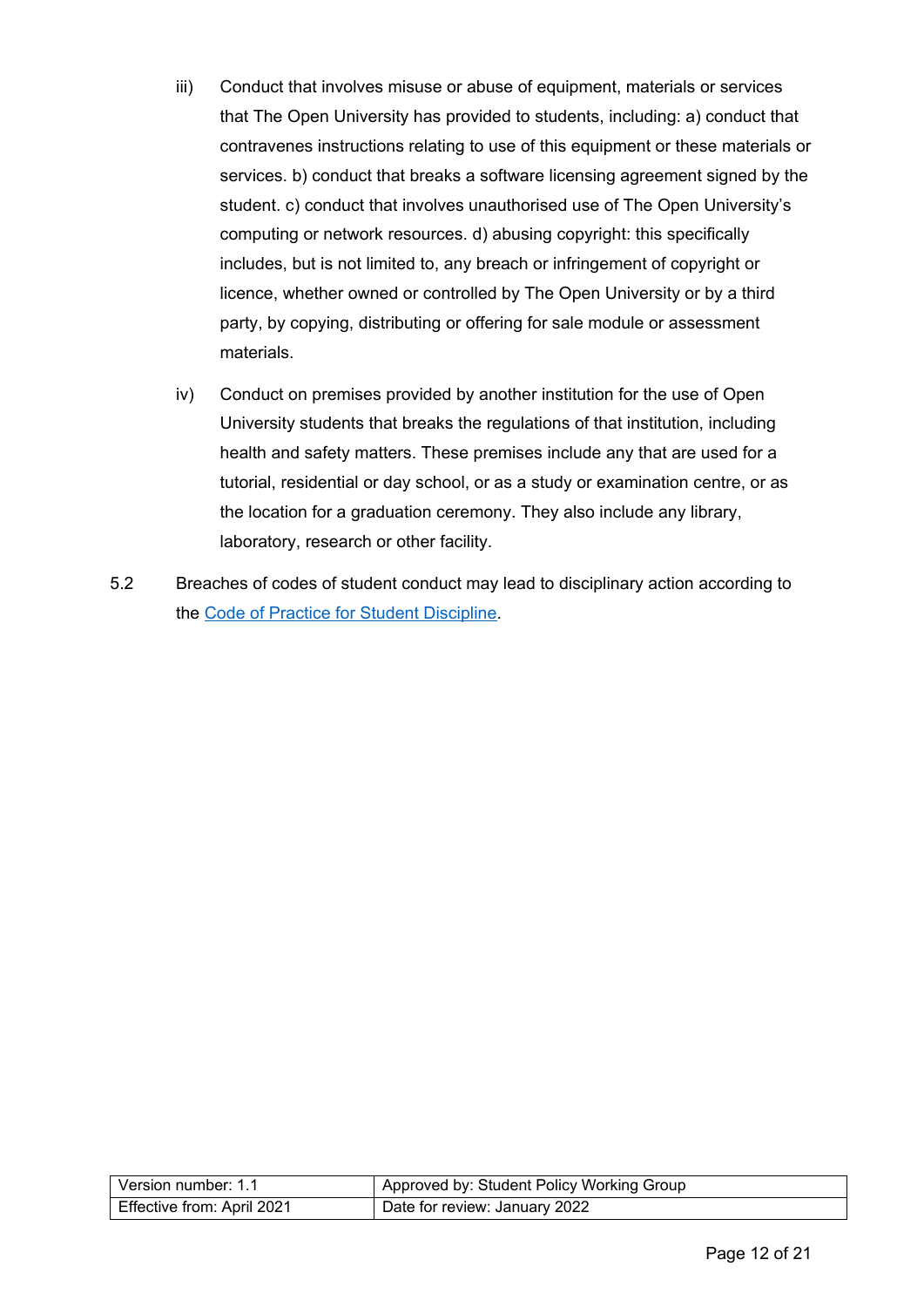iii) Conduct that involves misuse or abuse of equipment, materials or services that The Open University has provided to students, including: a) conduct that contravenes instructions relating to use of this equipment or these materials or services. b) conduct that breaks a software licensing agreement signed by the student. c) conduct that involves unauthorised use of The Open University's computing or network resources. d) abusing copyright: this specifically includes, but is not limited to, any breach or infringement of copyright or licence, whether owned or controlled by The Open University or by a third party, by copying, distributing or offering for sale module or assessment materials.

iv) Conduct on premises provided by another institution for the use of Open University students that breaks the regulations of that institution, including health and safety matters. These premises include any that are used for a tutorial, residential or day school, or as a study or examination centre, or as the location for a graduation ceremony. They also include any library, laboratory, research or other facility.

5.2 Breaches of codes of student conduct may lead to disciplinary action according to the [Code of Practice for Student Discipline](Code of Practice for Student Discipline).

| Version number: 1.1 | Approved by: Student Policy Working Group |
| --- | --- |
| Effective from: April 2021 | Date for review: January 2022 |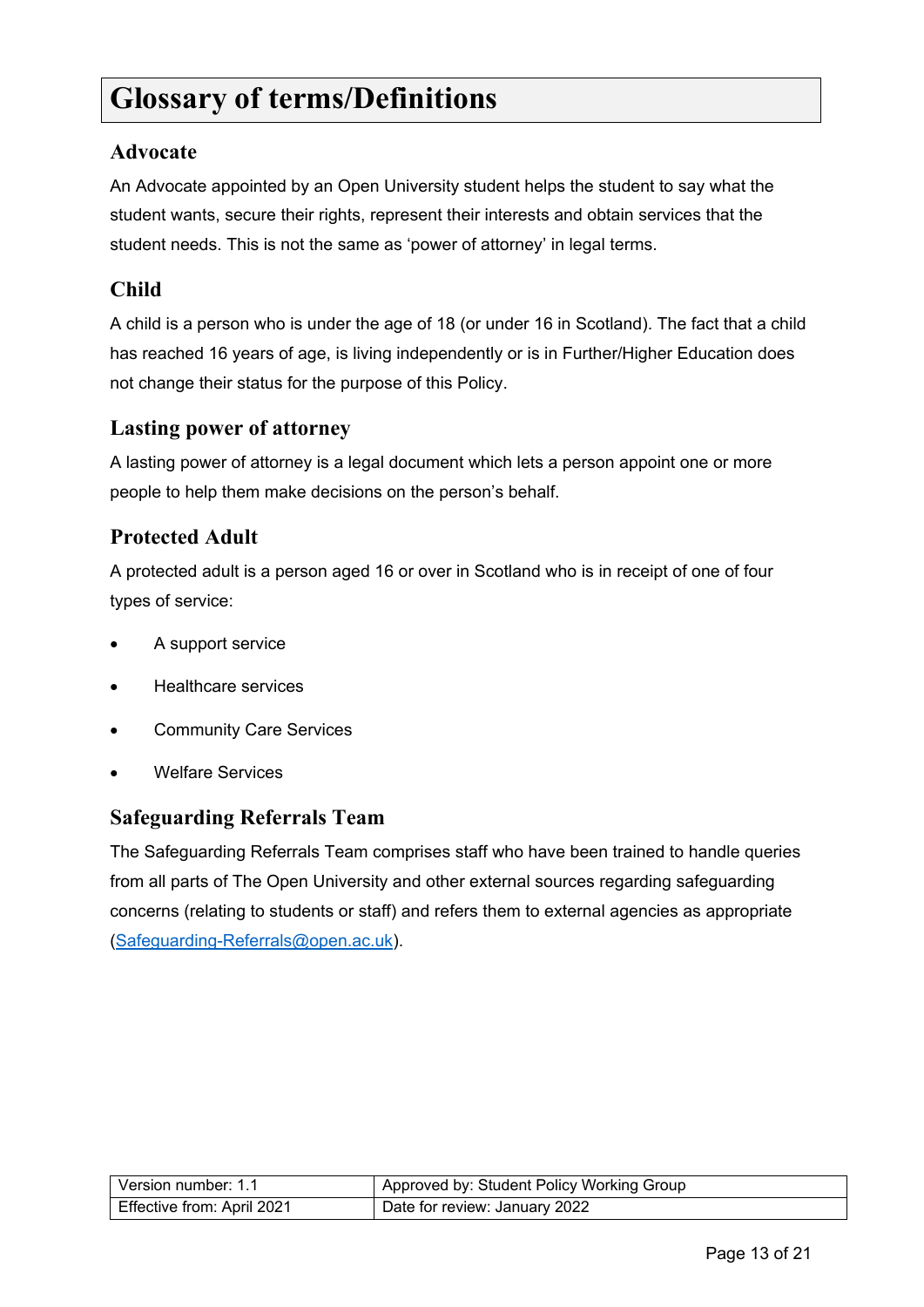# Glossary of terms/Definitions

## Advocate

An Advocate appointed by an Open University student helps the student to say what the student wants, secure their rights, represent their interests and obtain services that the student needs. This is not the same as 'power of attorney' in legal terms.

## Child

A child is a person who is under the age of 18 (or under 16 in Scotland). The fact that a child has reached 16 years of age, is living independently or is in Further/Higher Education does not change their status for the purpose of this Policy.

## Lasting power of attorney

A lasting power of attorney is a legal document which lets a person appoint one or more people to help them make decisions on the person's behalf.

## Protected Adult

A protected adult is a person aged 16 or over in Scotland who is in receipt of one of four types of service:

- A support service
- Healthcare services
- Community Care Services
- Welfare Services

## Safeguarding Referrals Team

The Safeguarding Referrals Team comprises staff who have been trained to handle queries from all parts of The Open University and other external sources regarding safeguarding concerns (relating to students or staff) and refers them to external agencies as appropriate (Safeguarding-Referrals@open.ac.uk).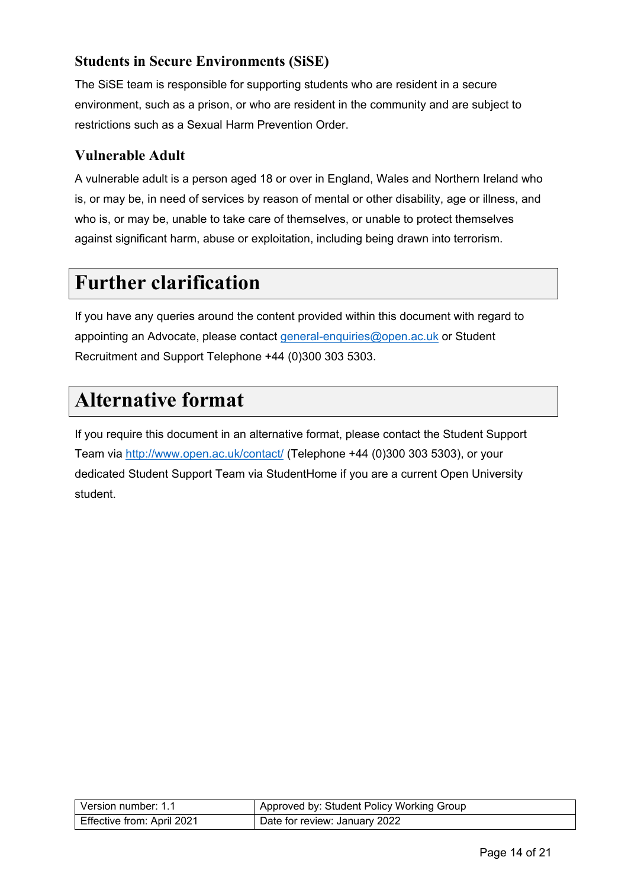### Students in Secure Environments (SiSE)

The SiSE team is responsible for supporting students who are resident in a secure environment, such as a prison, or who are resident in the community and are subject to restrictions such as a Sexual Harm Prevention Order.

### Vulnerable Adult

A vulnerable adult is a person aged 18 or over in England, Wales and Northern Ireland who is, or may be, in need of services by reason of mental or other disability, age or illness, and who is, or may be, unable to take care of themselves, or unable to protect themselves against significant harm, abuse or exploitation, including being drawn into terrorism.

## Further clarification

If you have any queries around the content provided within this document with regard to appointing an Advocate, please contact general-enquiries@open.ac.uk or Student Recruitment and Support Telephone +44 (0)300 303 5303.

## Alternative format

If you require this document in an alternative format, please contact the Student Support Team via http://www.open.ac.uk/contact/ (Telephone +44 (0)300 303 5303), or your dedicated Student Support Team via StudentHome if you are a current Open University student.

| Version number: 1.1 | Approved by: Student Policy Working Group |
| --- | --- |
| Effective from: April 2021 | Date for review: January 2022 |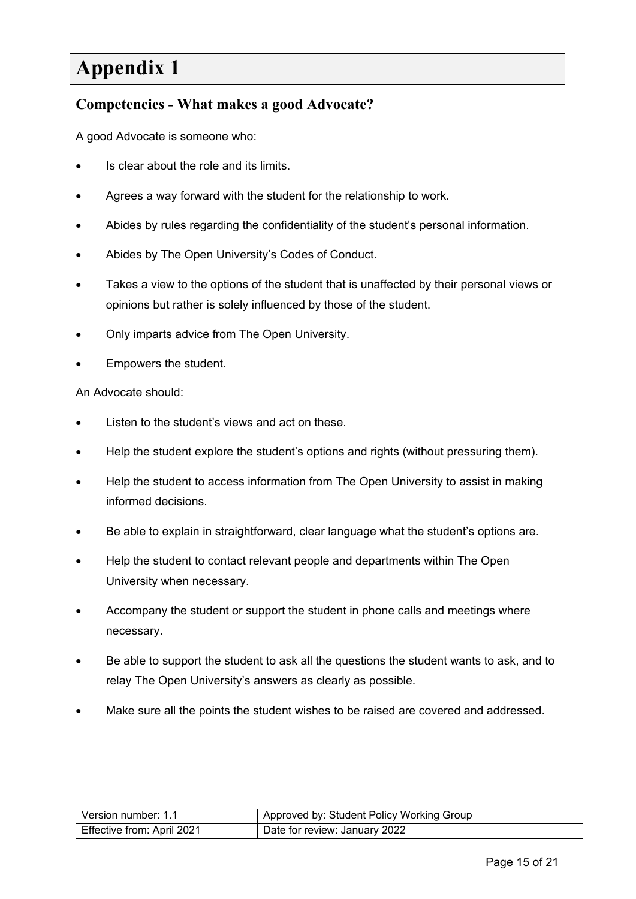# Appendix 1

## Competencies - What makes a good Advocate?

A good Advocate is someone who:

- Is clear about the role and its limits.
- Agrees a way forward with the student for the relationship to work.
- Abides by rules regarding the confidentiality of the student's personal information.
- Abides by The Open University's Codes of Conduct.
- Takes a view to the options of the student that is unaffected by their personal views or opinions but rather is solely influenced by those of the student.
- Only imparts advice from The Open University.
- Empowers the student.

An Advocate should:

- Listen to the student's views and act on these.
- Help the student explore the student's options and rights (without pressuring them).
- Help the student to access information from The Open University to assist in making informed decisions.
- Be able to explain in straightforward, clear language what the student's options are.
- Help the student to contact relevant people and departments within The Open University when necessary.
- Accompany the student or support the student in phone calls and meetings where necessary.
- Be able to support the student to ask all the questions the student wants to ask, and to relay The Open University's answers as clearly as possible.
- Make sure all the points the student wishes to be raised are covered and addressed.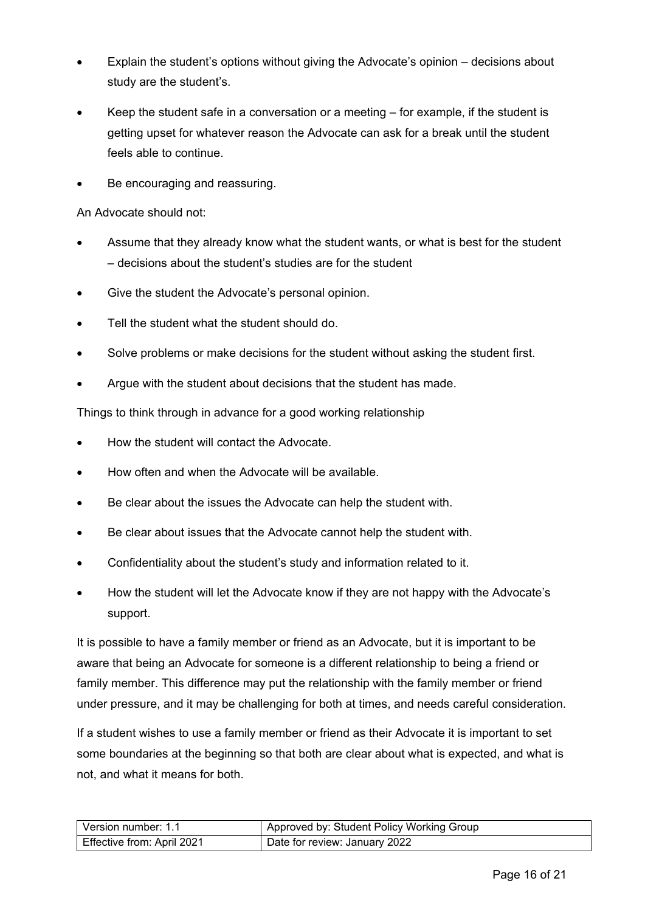- Explain the student's options without giving the Advocate's opinion – decisions about study are the student's.
- Keep the student safe in a conversation or a meeting – for example, if the student is getting upset for whatever reason the Advocate can ask for a break until the student feels able to continue.
- Be encouraging and reassuring.

An Advocate should not:

- Assume that they already know what the student wants, or what is best for the student – decisions about the student's studies are for the student
- Give the student the Advocate's personal opinion.
- Tell the student what the student should do.
- Solve problems or make decisions for the student without asking the student first.
- Argue with the student about decisions that the student has made.

Things to think through in advance for a good working relationship

- How the student will contact the Advocate.
- How often and when the Advocate will be available.
- Be clear about the issues the Advocate can help the student with.
- Be clear about issues that the Advocate cannot help the student with.
- Confidentiality about the student's study and information related to it.
- How the student will let the Advocate know if they are not happy with the Advocate's support.

It is possible to have a family member or friend as an Advocate, but it is important to be aware that being an Advocate for someone is a different relationship to being a friend or family member. This difference may put the relationship with the family member or friend under pressure, and it may be challenging for both at times, and needs careful consideration.

If a student wishes to use a family member or friend as their Advocate it is important to set some boundaries at the beginning so that both are clear about what is expected, and what is not, and what it means for both.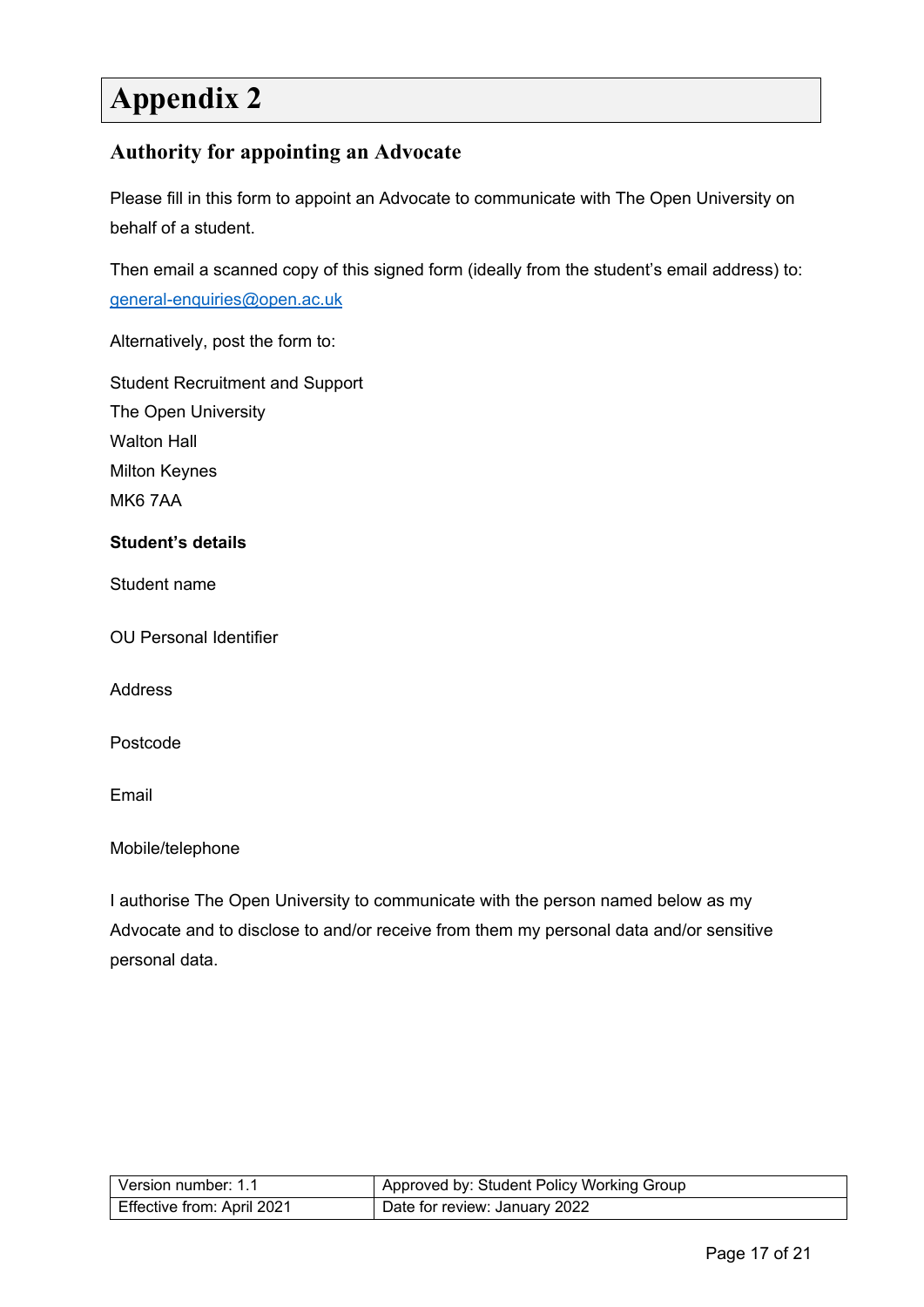# Appendix 2

## Authority for appointing an Advocate

Please fill in this form to appoint an Advocate to communicate with The Open University on behalf of a student.

Then email a scanned copy of this signed form (ideally from the student's email address) to: general-enquiries@open.ac.uk

Alternatively, post the form to:

Student Recruitment and Support
The Open University
Walton Hall
Milton Keynes
MK6 7AA

**Student's details**

Student name

OU Personal Identifier

Address

Postcode

Email

Mobile/telephone

I authorise The Open University to communicate with the person named below as my Advocate and to disclose to and/or receive from them my personal data and/or sensitive personal data.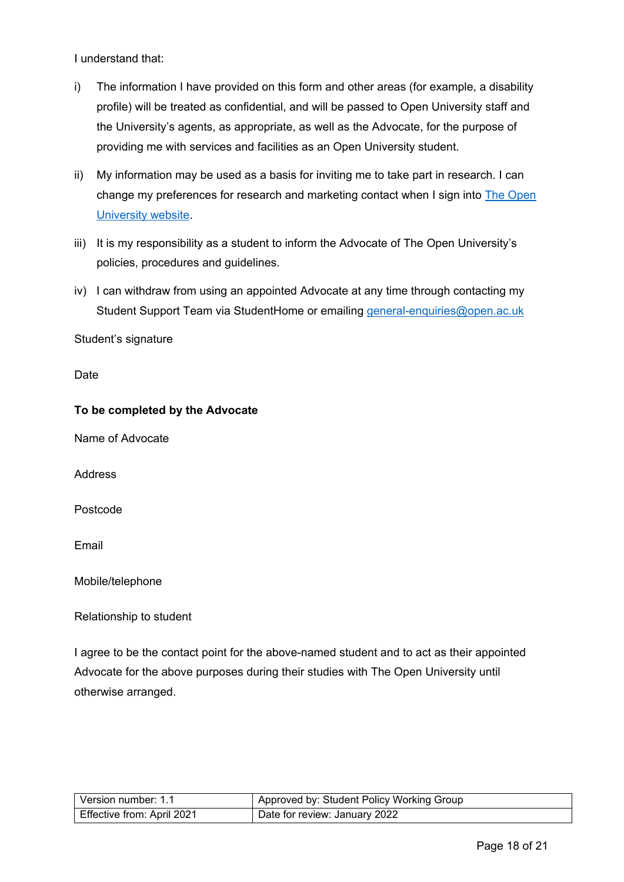I understand that:

i) The information I have provided on this form and other areas (for example, a disability profile) will be treated as confidential, and will be passed to Open University staff and the University's agents, as appropriate, as well as the Advocate, for the purpose of providing me with services and facilities as an Open University student.

ii) My information may be used as a basis for inviting me to take part in research. I can change my preferences for research and marketing contact when I sign into [The Open University website](#).

iii) It is my responsibility as a student to inform the Advocate of The Open University's policies, procedures and guidelines.

iv) I can withdraw from using an appointed Advocate at any time through contacting my Student Support Team via StudentHome or emailing [general-enquiries@open.ac.uk](mailto:general-enquiries@open.ac.uk)

Student's signature

Date

**To be completed by the Advocate**

Name of Advocate

Address

Postcode

Email

Mobile/telephone

Relationship to student

I agree to be the contact point for the above-named student and to act as their appointed Advocate for the above purposes during their studies with The Open University until otherwise arranged.

| Version number: 1.1 | Approved by: Student Policy Working Group |
|---|---|
| Effective from: April 2021 | Date for review: January 2022 |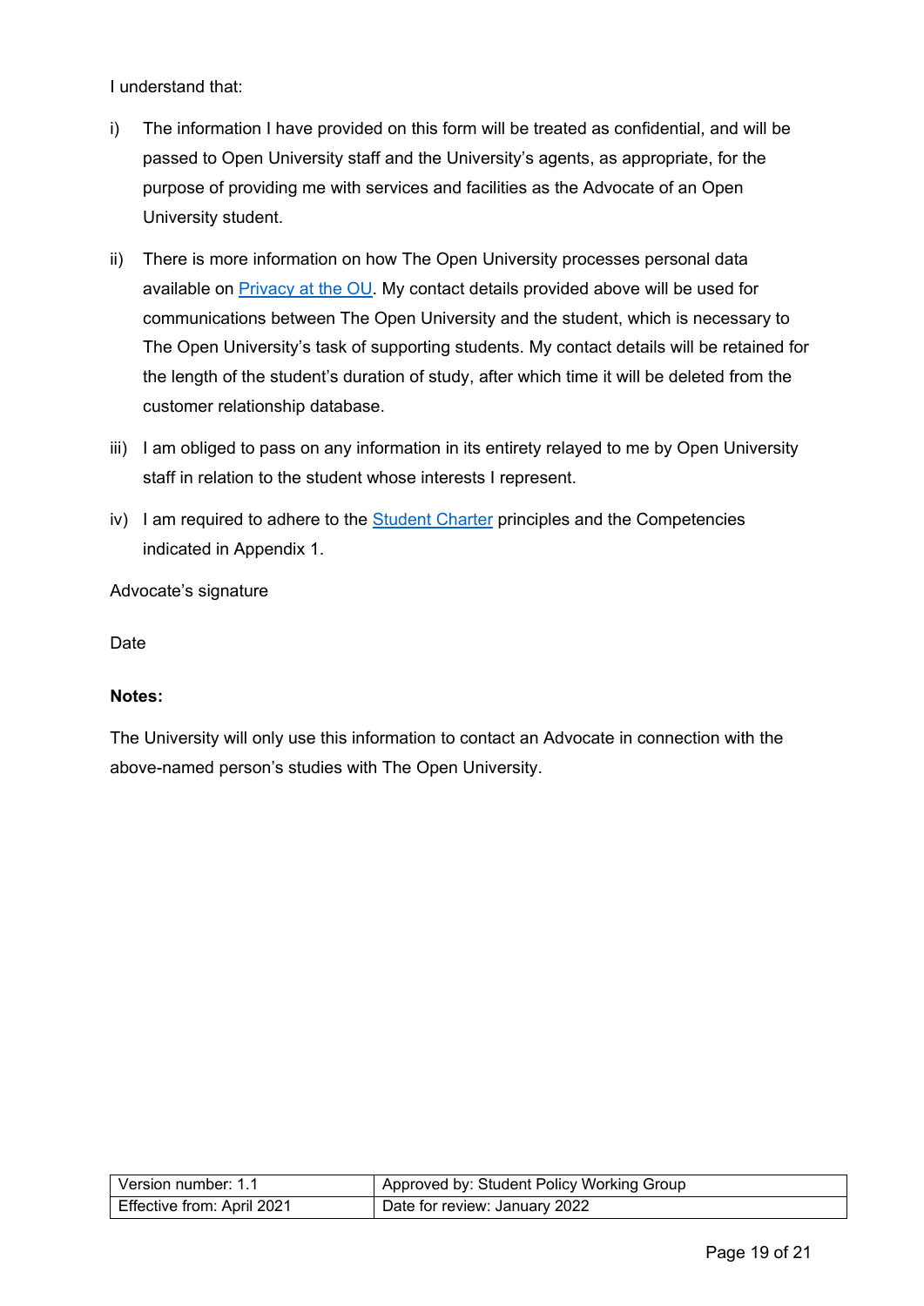I understand that:

i) The information I have provided on this form will be treated as confidential, and will be passed to Open University staff and the University's agents, as appropriate, for the purpose of providing me with services and facilities as the Advocate of an Open University student.

ii) There is more information on how The Open University processes personal data available on [Privacy at the OU](). My contact details provided above will be used for communications between The Open University and the student, which is necessary to The Open University's task of supporting students. My contact details will be retained for the length of the student's duration of study, after which time it will be deleted from the customer relationship database.

iii) I am obliged to pass on any information in its entirety relayed to me by Open University staff in relation to the student whose interests I represent.

iv) I am required to adhere to the [Student Charter]() principles and the Competencies indicated in Appendix 1.

Advocate's signature

Date

**Notes:**

The University will only use this information to contact an Advocate in connection with the above-named person's studies with The Open University.

| Version number: 1.1 | Approved by: Student Policy Working Group |
|---|---|
| Effective from: April 2021 | Date for review: January 2022 |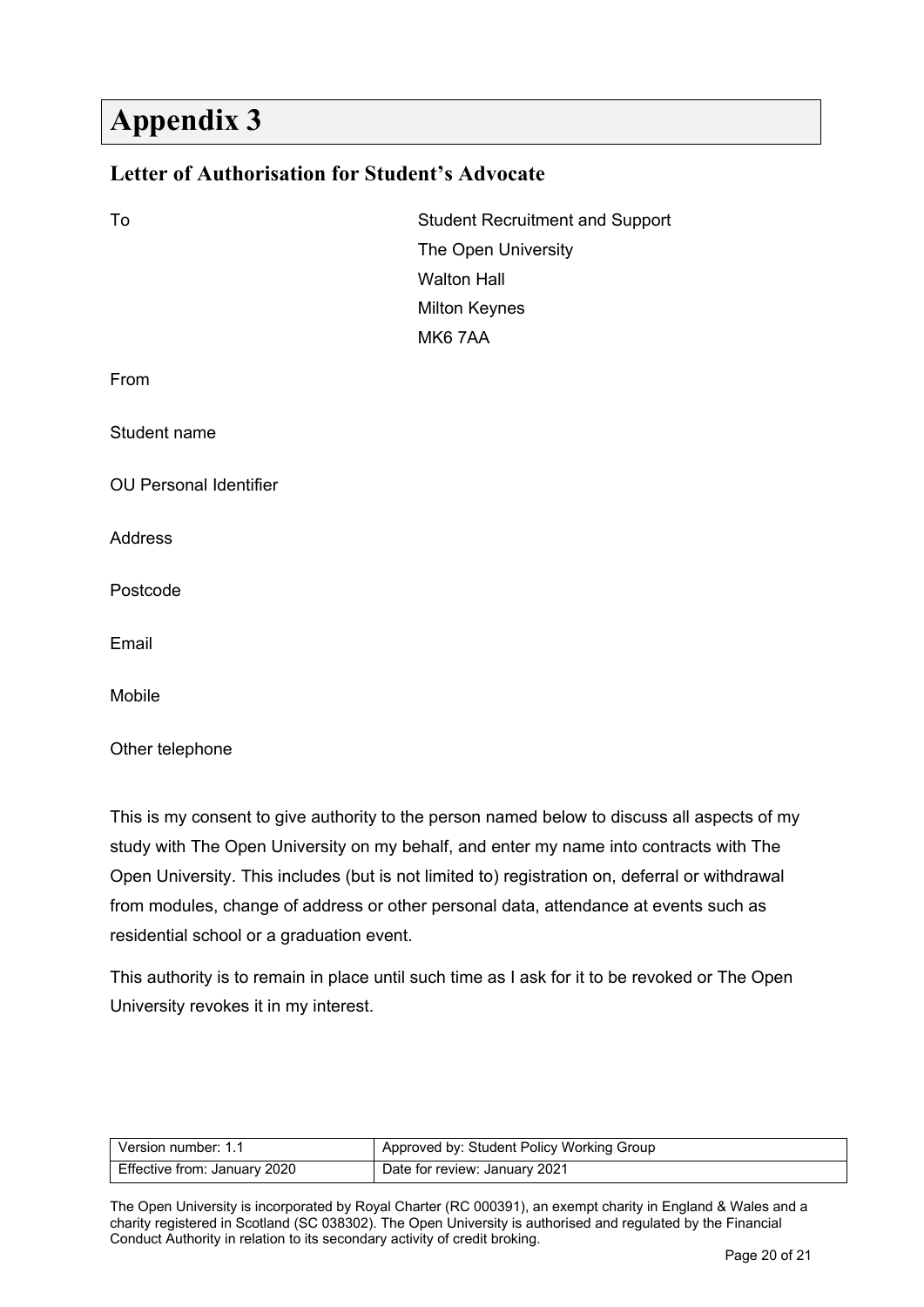# Appendix 3

## Letter of Authorisation for Student's Advocate

To

Student Recruitment and Support
The Open University
Walton Hall
Milton Keynes
MK6 7AA

From

Student name

OU Personal Identifier

Address

Postcode

Email

Mobile

Other telephone

This is my consent to give authority to the person named below to discuss all aspects of my study with The Open University on my behalf, and enter my name into contracts with The Open University. This includes (but is not limited to) registration on, deferral or withdrawal from modules, change of address or other personal data, attendance at events such as residential school or a graduation event.

This authority is to remain in place until such time as I ask for it to be revoked or The Open University revokes it in my interest.

| Version number: 1.1 | Approved by: Student Policy Working Group |
|---|---|
| Effective from: January 2020 | Date for review: January 2021 |

The Open University is incorporated by Royal Charter (RC 000391), an exempt charity in England & Wales and a charity registered in Scotland (SC 038302). The Open University is authorised and regulated by the Financial Conduct Authority in relation to its secondary activity of credit broking.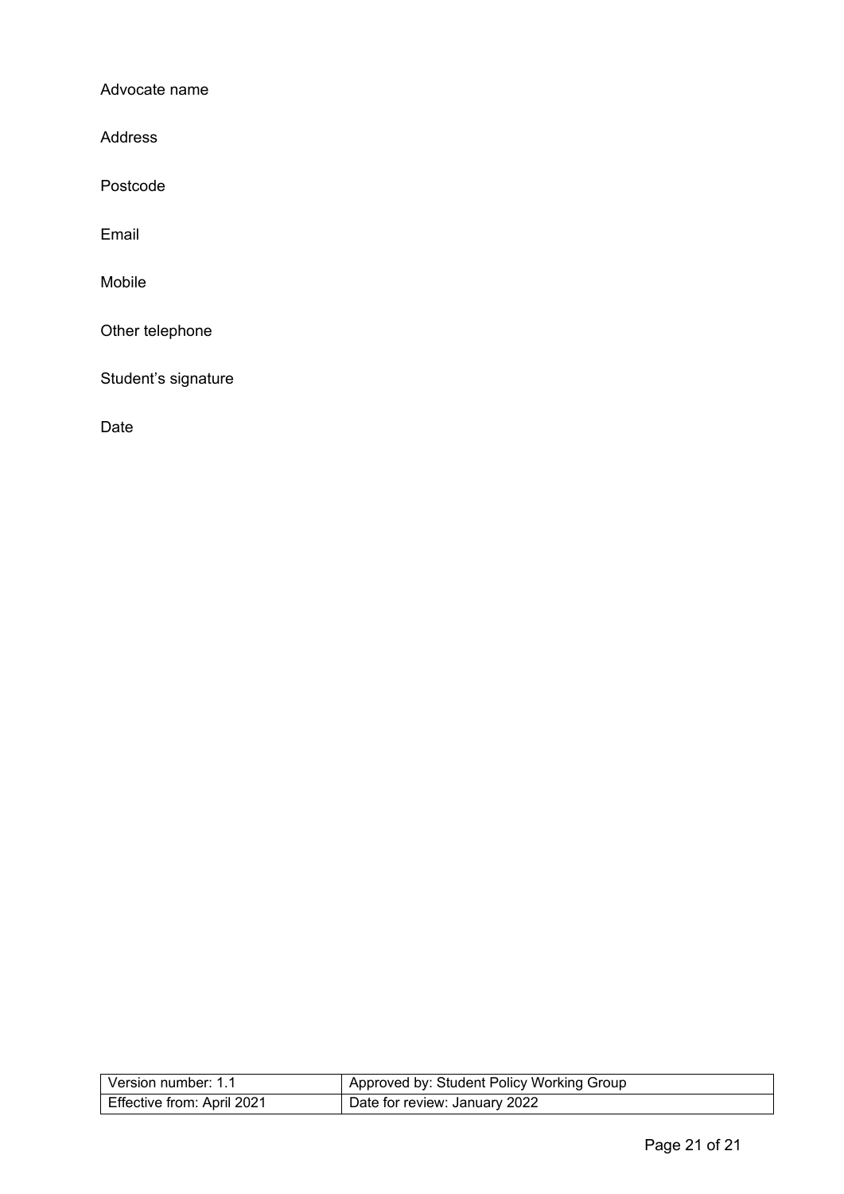Advocate name

Address

Postcode

Email

Mobile

Other telephone

Student’s signature

Date